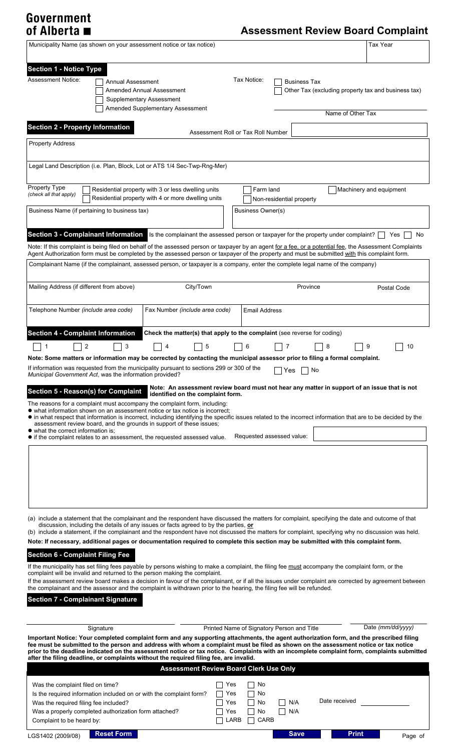**Government of Alberta**

# Assessment Review Board Complaint

| Municipality Name (as shown on your assessment notice or tax notice) | Tax Year |
|---|---|
| | |

## Section 1 - Notice Type

Assessment Notice:
- [ ] Annual Assessment
- [ ] Amended Annual Assessment
- [ ] Supplementary Assessment
- [ ] Amended Supplementary Assessment

Tax Notice:
- [ ] Business Tax
- [ ] Other Tax (excluding property tax and business tax)

Name of Other Tax: ______________________

## Section 2 - Property Information

Assessment Roll or Tax Roll Number: ______________________

Property Address: ______________________

Legal Land Description (i.e. Plan, Block, Lot or ATS 1/4 Sec-Twp-Rng-Mer): ______________________

Property Type *(check all that apply)*
- [ ] Residential property with 3 or less dwelling units
- [ ] Residential property with 4 or more dwelling units
- [ ] Farm land
- [ ] Non-residential property
- [ ] Machinery and equipment

| Business Name (if pertaining to business tax) | Business Owner(s) |
|---|---|
| | |

## Section 3 - Complainant Information

Is the complainant the assessed person or taxpayer for the property under complaint? [ ] Yes [ ] No

Note: If this complaint is being filed on behalf of the assessed person or taxpayer by an agent for a fee, or a potential fee, the Assessment Complaints Agent Authorization form must be completed by the assessed person or taxpayer of the property and must be submitted with this complaint form.

Complainant Name (if the complainant, assessed person, or taxpayer is a company, enter the complete legal name of the company): ______________________

| Mailing Address (if different from above) | City/Town | Province | Postal Code |
|---|---|---|---|
| | | | |

| Telephone Number *(include area code)* | Fax Number *(include area code)* | Email Address |
|---|---|---|
| | | |

## Section 4 - Complaint Information

**Check the matter(s) that apply to the complaint** (see reverse for coding)

[ ] 1 [ ] 2 [ ] 3 [ ] 4 [ ] 5 [ ] 6 [ ] 7 [ ] 8 [ ] 9 [ ] 10

**Note: Some matters or information may be corrected by contacting the municipal assessor prior to filing a formal complaint.**

If information was requested from the municipality pursuant to sections 299 or 300 of the *Municipal Government Act*, was the information provided? [ ] Yes [ ] No

## Section 5 - Reason(s) for Complaint

**Note: An assessment review board must not hear any matter in support of an issue that is not identified on the complaint form.**

The reasons for a complaint must accompany the complaint form, including:
- what information shown on an assessment notice or tax notice is incorrect;
- in what respect that information is incorrect, including identifying the specific issues related to the incorrect information that are to be decided by the assessment review board, and the grounds in support of these issues;
- what the correct information is;
- if the complaint relates to an assessment, the requested assessed value.

Requested assessed value: ______________________

(a) include a statement that the complainant and the respondent have discussed the matters for complaint, specifying the date and outcome of that discussion, including the details of any issues or facts agreed to by the parties, **or**

(b) include a statement, if the complainant and the respondent have not discussed the matters for complaint, specifying why no discussion was held.

**Note: If necessary, additional pages or documentation required to complete this section may be submitted with this complaint form.**

## Section 6 - Complaint Filing Fee

If the municipality has set filing fees payable by persons wishing to make a complaint, the filing fee must accompany the complaint form, or the complaint will be invalid and returned to the person making the complaint.

If the assessment review board makes a decision in favour of the complainant, or if all the issues under complaint are corrected by agreement between the complainant and the assessor and the complaint is withdrawn prior to the hearing, the filing fee will be refunded.

## Section 7 - Complainant Signature

| Signature | Printed Name of Signatory Person and Title | Date *(mm/dd/yyyy)* |
|---|---|---|
| | | |

**Important Notice: Your completed complaint form and any supporting attachments, the agent authorization form, and the prescribed filing fee must be submitted to the person and address with whom a complaint must be filed as shown on the assessment notice or tax notice prior to the deadline indicated on the assessment notice or tax notice. Complaints with an incomplete complaint form, complaints submitted after the filing deadline, or complaints without the required filing fee, are invalid.**

## Assessment Review Board Clerk Use Only

| | | | |
|---|---|---|---|
| Was the complaint filed on time? | [ ] Yes | [ ] No | |
| Is the required information included on or with the complaint form? | [ ] Yes | [ ] No | |
| Was the required filing fee included? | [ ] Yes | [ ] No | [ ] N/A |
| Was a properly completed authorization form attached? | [ ] Yes | [ ] No | [ ] N/A |
| Complaint to be heard by: | [ ] LARB | [ ] CARB | |

Date received: ______________________

LGS1402 (2009/08)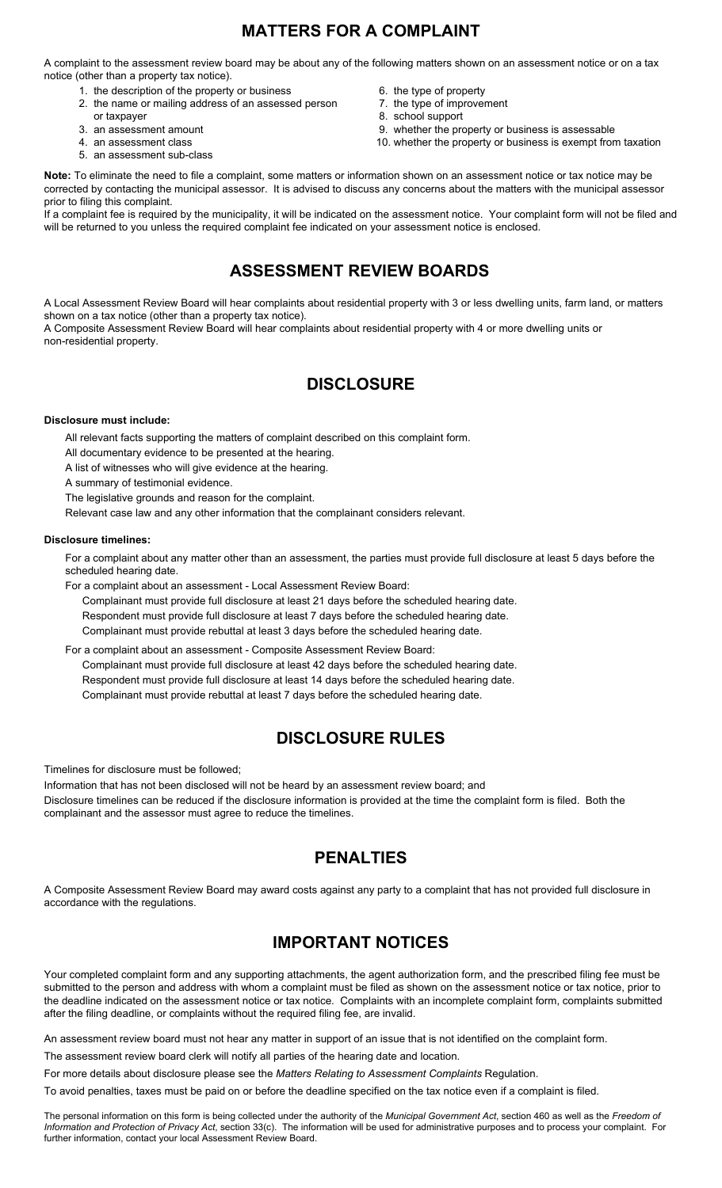## MATTERS FOR A COMPLAINT

A complaint to the assessment review board may be about any of the following matters shown on an assessment notice or on a tax notice (other than a property tax notice).

1. the description of the property or business
2. the name or mailing address of an assessed person or taxpayer
3. an assessment amount
4. an assessment class
5. an assessment sub-class
6. the type of property
7. the type of improvement
8. school support
9. whether the property or business is assessable
10. whether the property or business is exempt from taxation

**Note:** To eliminate the need to file a complaint, some matters or information shown on an assessment notice or tax notice may be corrected by contacting the municipal assessor. It is advised to discuss any concerns about the matters with the municipal assessor prior to filing this complaint.

If a complaint fee is required by the municipality, it will be indicated on the assessment notice. Your complaint form will not be filed and will be returned to you unless the required complaint fee indicated on your assessment notice is enclosed.

## ASSESSMENT REVIEW BOARDS

A Local Assessment Review Board will hear complaints about residential property with 3 or less dwelling units, farm land, or matters shown on a tax notice (other than a property tax notice).

A Composite Assessment Review Board will hear complaints about residential property with 4 or more dwelling units or non-residential property.

## DISCLOSURE

**Disclosure must include:**

All relevant facts supporting the matters of complaint described on this complaint form.

All documentary evidence to be presented at the hearing.

A list of witnesses who will give evidence at the hearing.

A summary of testimonial evidence.

The legislative grounds and reason for the complaint.

Relevant case law and any other information that the complainant considers relevant.

**Disclosure timelines:**

For a complaint about any matter other than an assessment, the parties must provide full disclosure at least 5 days before the scheduled hearing date.

For a complaint about an assessment - Local Assessment Review Board:

- Complainant must provide full disclosure at least 21 days before the scheduled hearing date.
- Respondent must provide full disclosure at least 7 days before the scheduled hearing date.
- Complainant must provide rebuttal at least 3 days before the scheduled hearing date.

For a complaint about an assessment - Composite Assessment Review Board:

- Complainant must provide full disclosure at least 42 days before the scheduled hearing date.
- Respondent must provide full disclosure at least 14 days before the scheduled hearing date.
- Complainant must provide rebuttal at least 7 days before the scheduled hearing date.

## DISCLOSURE RULES

Timelines for disclosure must be followed;

Information that has not been disclosed will not be heard by an assessment review board; and

Disclosure timelines can be reduced if the disclosure information is provided at the time the complaint form is filed. Both the complainant and the assessor must agree to reduce the timelines.

## PENALTIES

A Composite Assessment Review Board may award costs against any party to a complaint that has not provided full disclosure in accordance with the regulations.

## IMPORTANT NOTICES

Your completed complaint form and any supporting attachments, the agent authorization form, and the prescribed filing fee must be submitted to the person and address with whom a complaint must be filed as shown on the assessment notice or tax notice, prior to the deadline indicated on the assessment notice or tax notice. Complaints with an incomplete complaint form, complaints submitted after the filing deadline, or complaints without the required filing fee, are invalid.

An assessment review board must not hear any matter in support of an issue that is not identified on the complaint form.

The assessment review board clerk will notify all parties of the hearing date and location.

For more details about disclosure please see the *Matters Relating to Assessment Complaints* Regulation.

To avoid penalties, taxes must be paid on or before the deadline specified on the tax notice even if a complaint is filed.

The personal information on this form is being collected under the authority of the *Municipal Government Act*, section 460 as well as the *Freedom of Information and Protection of Privacy Act*, section 33(c). The information will be used for administrative purposes and to process your complaint. For further information, contact your local Assessment Review Board.